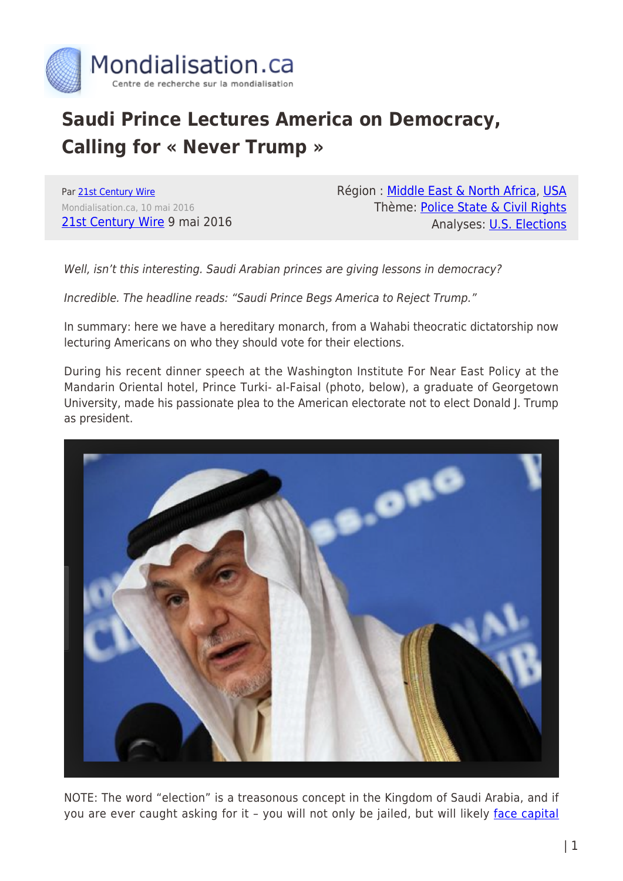# Saudi Prince Lectures America on Democracy, Calling for « Never Trump »

Par [21st Century Wire](#)
Mondialisation.ca, 10 mai 2016
[21st Century Wire](#) 9 mai 2016

Région : [Middle East & North Africa](#), [USA](#)
Thème: [Police State & Civil Rights](#)
Analyses: [U.S. Elections](#)

*Well, isn't this interesting. Saudi Arabian princes are giving lessons in democracy?*

*Incredible. The headline reads: "Saudi Prince Begs America to Reject Trump."*

In summary: here we have a hereditary monarch, from a Wahabi theocratic dictatorship now lecturing Americans on who they should vote for their elections.

During his recent dinner speech at the Washington Institute For Near East Policy at the Mandarin Oriental hotel, Prince Turki- al-Faisal (photo, below), a graduate of Georgetown University, made his passionate plea to the American electorate not to elect Donald J. Trump as president.

NOTE: The word "election" is a treasonous concept in the Kingdom of Saudi Arabia, and if you are ever caught asking for it – you will not only be jailed, but will likely [face capital](#)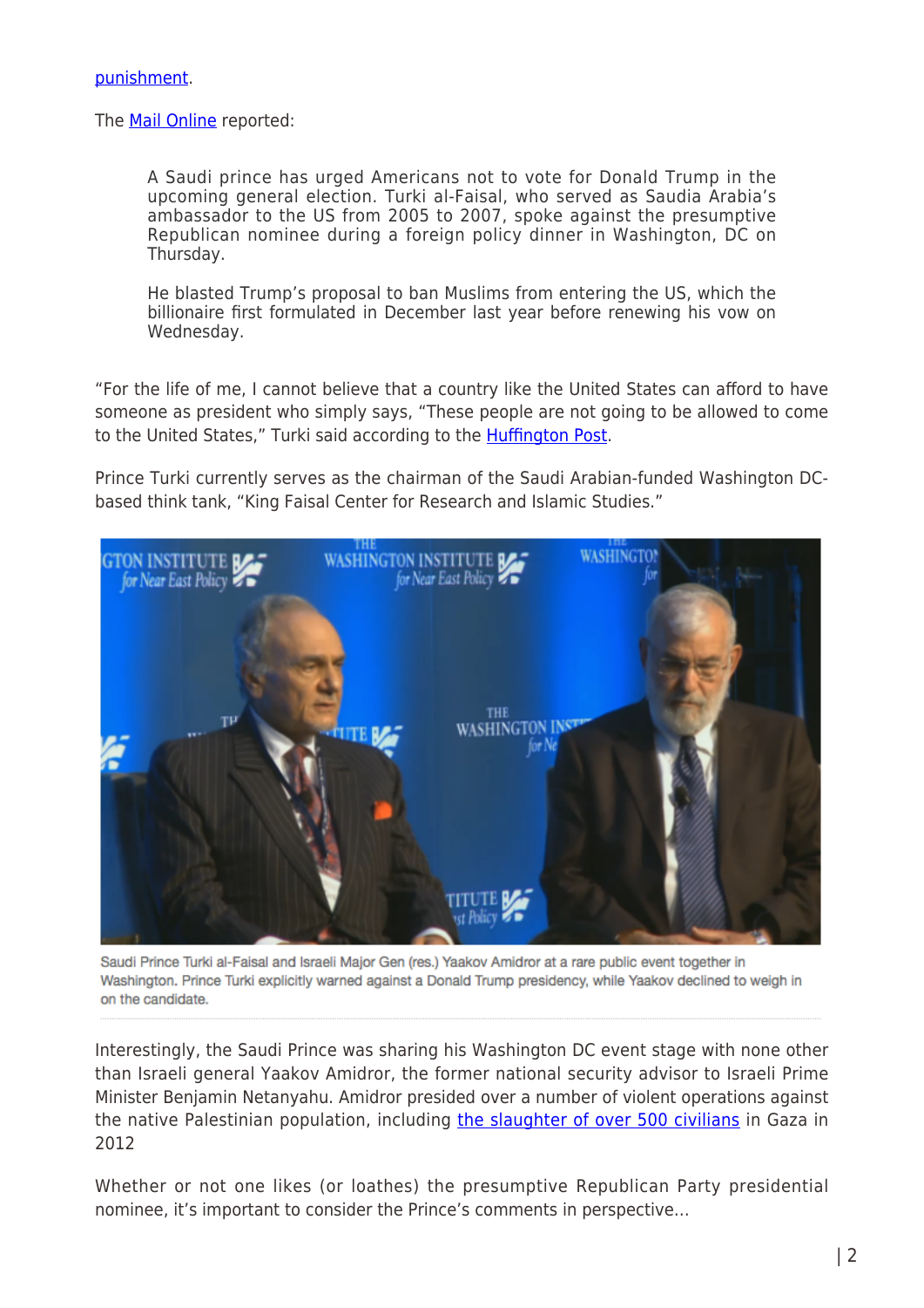punishment.

The Mail Online reported:

> A Saudi prince has urged Americans not to vote for Donald Trump in the upcoming general election. Turki al-Faisal, who served as Saudia Arabia's ambassador to the US from 2005 to 2007, spoke against the presumptive Republican nominee during a foreign policy dinner in Washington, DC on Thursday.
>
> He blasted Trump's proposal to ban Muslims from entering the US, which the billionaire first formulated in December last year before renewing his vow on Wednesday.

"For the life of me, I cannot believe that a country like the United States can afford to have someone as president who simply says, "These people are not going to be allowed to come to the United States," Turki said according to the Huffington Post.

Prince Turki currently serves as the chairman of the Saudi Arabian-funded Washington DC-based think tank, "King Faisal Center for Research and Islamic Studies."

Saudi Prince Turki al-Faisal and Israeli Major Gen (res.) Yaakov Amidror at a rare public event together in Washington. Prince Turki explicitly warned against a Donald Trump presidency, while Yaakov declined to weigh in on the candidate.

Interestingly, the Saudi Prince was sharing his Washington DC event stage with none other than Israeli general Yaakov Amidror, the former national security advisor to Israeli Prime Minister Benjamin Netanyahu. Amidror presided over a number of violent operations against the native Palestinian population, including the slaughter of over 500 civilians in Gaza in 2012

Whether or not one likes (or loathes) the presumptive Republican Party presidential nominee, it's important to consider the Prince's comments in perspective...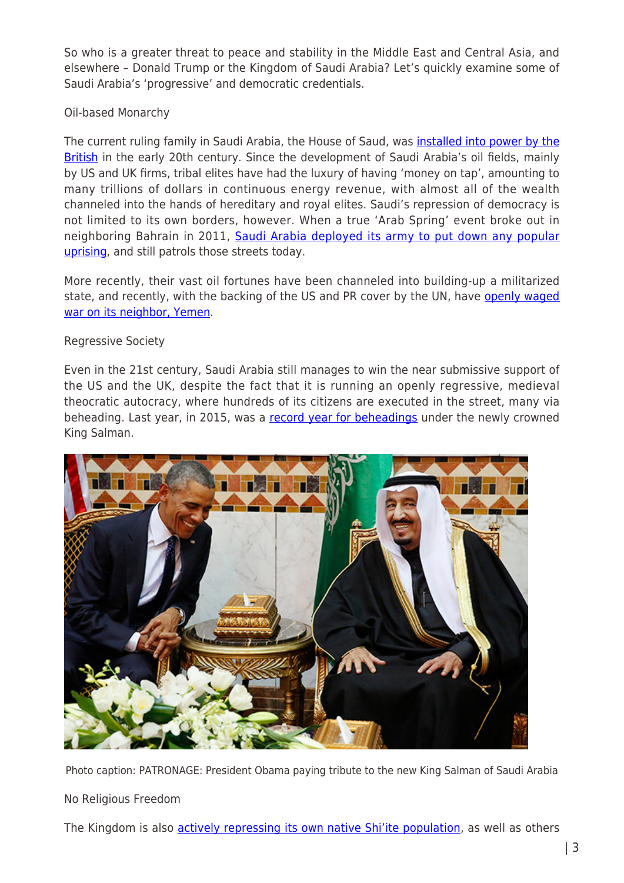So who is a greater threat to peace and stability in the Middle East and Central Asia, and elsewhere – Donald Trump or the Kingdom of Saudi Arabia? Let's quickly examine some of Saudi Arabia's 'progressive' and democratic credentials.

## Oil-based Monarchy

The current ruling family in Saudi Arabia, the House of Saud, was installed into power by the British in the early 20th century. Since the development of Saudi Arabia's oil fields, mainly by US and UK firms, tribal elites have had the luxury of having 'money on tap', amounting to many trillions of dollars in continuous energy revenue, with almost all of the wealth channeled into the hands of hereditary and royal elites. Saudi's repression of democracy is not limited to its own borders, however. When a true 'Arab Spring' event broke out in neighboring Bahrain in 2011, Saudi Arabia deployed its army to put down any popular uprising, and still patrols those streets today.

More recently, their vast oil fortunes have been channeled into building-up a militarized state, and recently, with the backing of the US and PR cover by the UN, have openly waged war on its neighbor, Yemen.

## Regressive Society

Even in the 21st century, Saudi Arabia still manages to win the near submissive support of the US and the UK, despite the fact that it is running an openly regressive, medieval theocratic autocracy, where hundreds of its citizens are executed in the street, many via beheading. Last year, in 2015, was a record year for beheadings under the newly crowned King Salman.

Photo caption: PATRONAGE: President Obama paying tribute to the new King Salman of Saudi Arabia

## No Religious Freedom

The Kingdom is also actively repressing its own native Shi'ite population, as well as others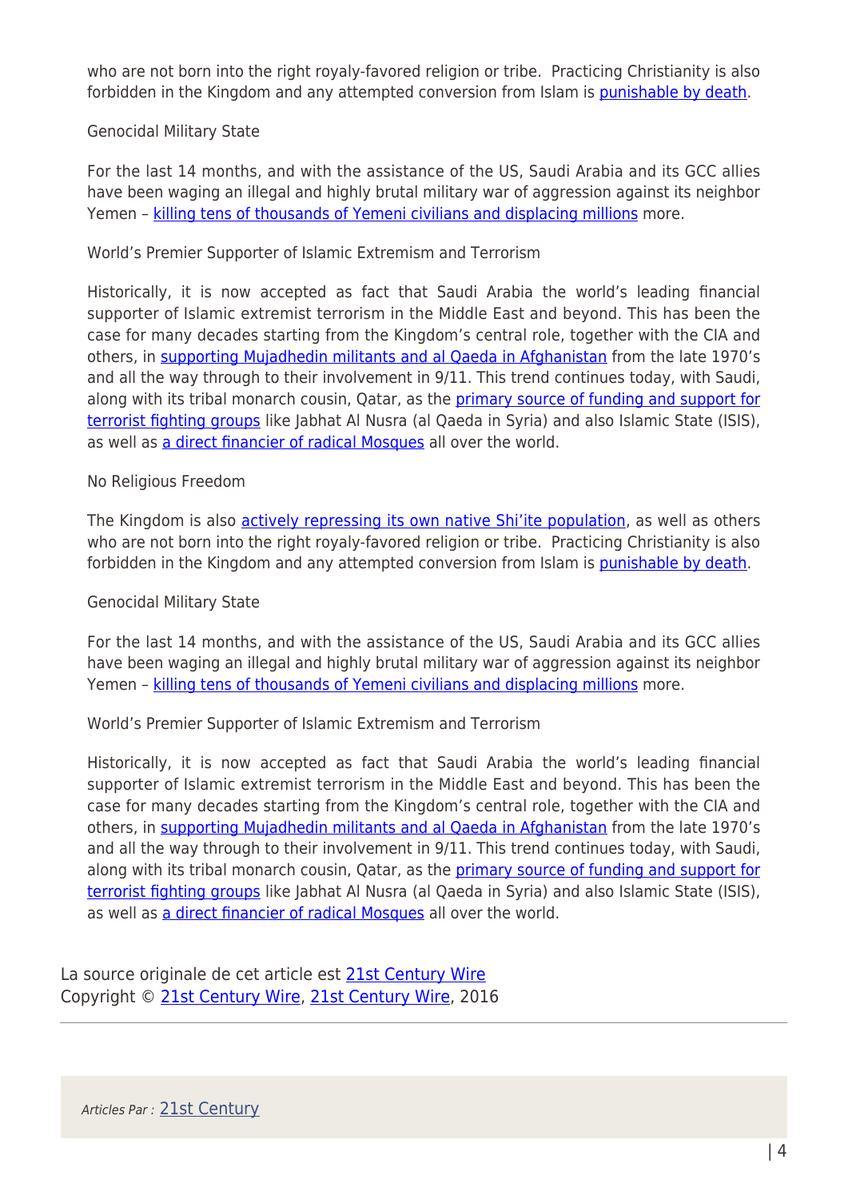who are not born into the right royaly-favored religion or tribe.  Practicing Christianity is also forbidden in the Kingdom and any attempted conversion from Islam is punishable by death.

Genocidal Military State

For the last 14 months, and with the assistance of the US, Saudi Arabia and its GCC allies have been waging an illegal and highly brutal military war of aggression against its neighbor Yemen – killing tens of thousands of Yemeni civilians and displacing millions more.

World's Premier Supporter of Islamic Extremism and Terrorism

Historically, it is now accepted as fact that Saudi Arabia the world's leading financial supporter of Islamic extremist terrorism in the Middle East and beyond. This has been the case for many decades starting from the Kingdom's central role, together with the CIA and others, in supporting Mujadhedin militants and al Qaeda in Afghanistan from the late 1970's and all the way through to their involvement in 9/11. This trend continues today, with Saudi, along with its tribal monarch cousin, Qatar, as the primary source of funding and support for terrorist fighting groups like Jabhat Al Nusra (al Qaeda in Syria) and also Islamic State (ISIS), as well as a direct financier of radical Mosques all over the world.

No Religious Freedom

The Kingdom is also actively repressing its own native Shi'ite population, as well as others who are not born into the right royaly-favored religion or tribe.  Practicing Christianity is also forbidden in the Kingdom and any attempted conversion from Islam is punishable by death.

Genocidal Military State

For the last 14 months, and with the assistance of the US, Saudi Arabia and its GCC allies have been waging an illegal and highly brutal military war of aggression against its neighbor Yemen – killing tens of thousands of Yemeni civilians and displacing millions more.

World's Premier Supporter of Islamic Extremism and Terrorism

Historically, it is now accepted as fact that Saudi Arabia the world's leading financial supporter of Islamic extremist terrorism in the Middle East and beyond. This has been the case for many decades starting from the Kingdom's central role, together with the CIA and others, in supporting Mujadhedin militants and al Qaeda in Afghanistan from the late 1970's and all the way through to their involvement in 9/11. This trend continues today, with Saudi, along with its tribal monarch cousin, Qatar, as the primary source of funding and support for terrorist fighting groups like Jabhat Al Nusra (al Qaeda in Syria) and also Islamic State (ISIS), as well as a direct financier of radical Mosques all over the world.

La source originale de cet article est 21st Century Wire
Copyright © 21st Century Wire, 21st Century Wire, 2016

---

*Articles Par :* 21st Century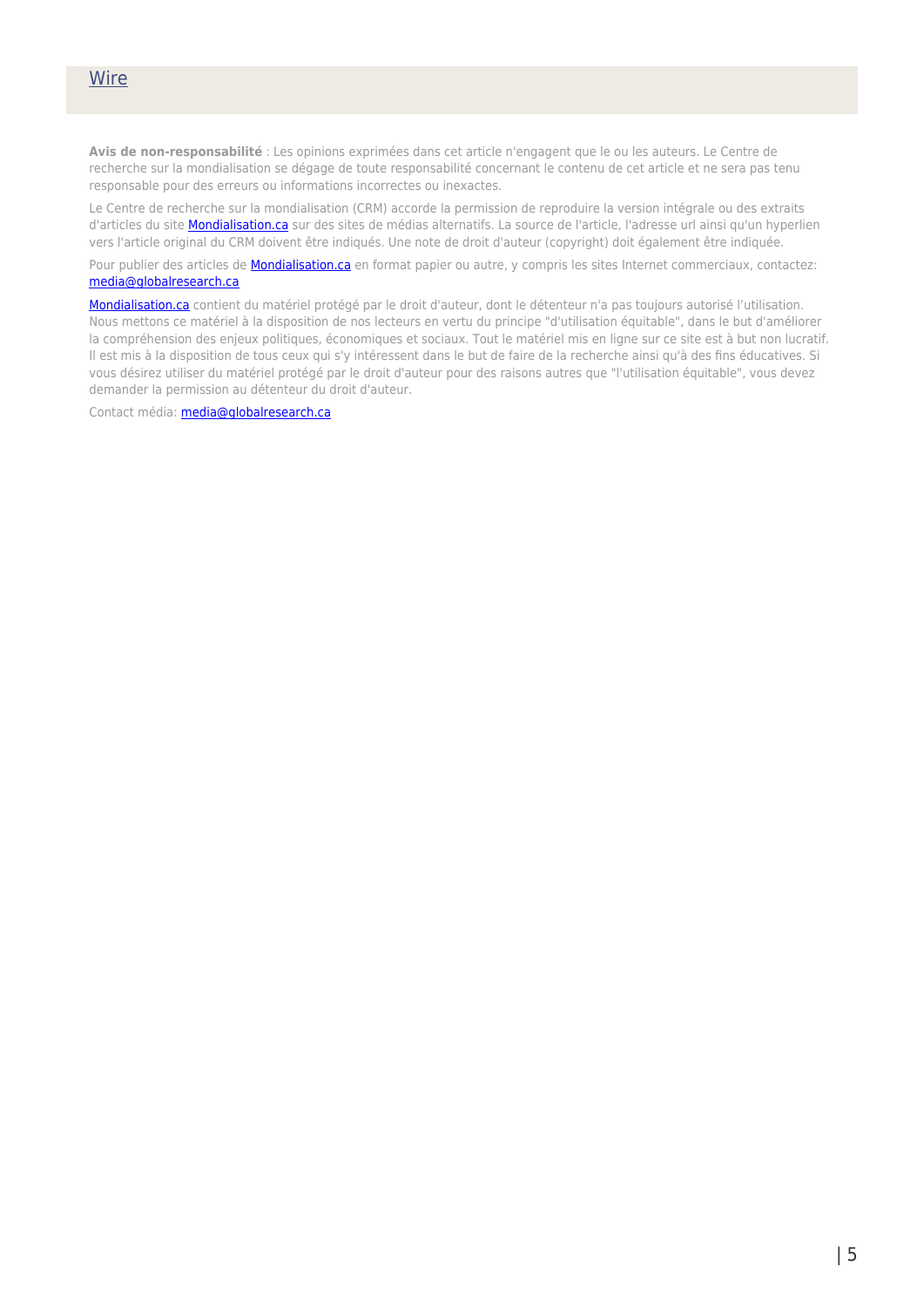Wire

**Avis de non-responsabilité** : Les opinions exprimées dans cet article n'engagent que le ou les auteurs. Le Centre de recherche sur la mondialisation se dégage de toute responsabilité concernant le contenu de cet article et ne sera pas tenu responsable pour des erreurs ou informations incorrectes ou inexactes.

Le Centre de recherche sur la mondialisation (CRM) accorde la permission de reproduire la version intégrale ou des extraits d'articles du site Mondialisation.ca sur des sites de médias alternatifs. La source de l'article, l'adresse url ainsi qu'un hyperlien vers l'article original du CRM doivent être indiqués. Une note de droit d'auteur (copyright) doit également être indiquée.

Pour publier des articles de Mondialisation.ca en format papier ou autre, y compris les sites Internet commerciaux, contactez: media@globalresearch.ca

Mondialisation.ca contient du matériel protégé par le droit d'auteur, dont le détenteur n'a pas toujours autorisé l'utilisation. Nous mettons ce matériel à la disposition de nos lecteurs en vertu du principe "d'utilisation équitable", dans le but d'améliorer la compréhension des enjeux politiques, économiques et sociaux. Tout le matériel mis en ligne sur ce site est à but non lucratif. Il est mis à la disposition de tous ceux qui s'y intéressent dans le but de faire de la recherche ainsi qu'à des fins éducatives. Si vous désirez utiliser du matériel protégé par le droit d'auteur pour des raisons autres que "l'utilisation équitable", vous devez demander la permission au détenteur du droit d'auteur.

Contact média: media@globalresearch.ca